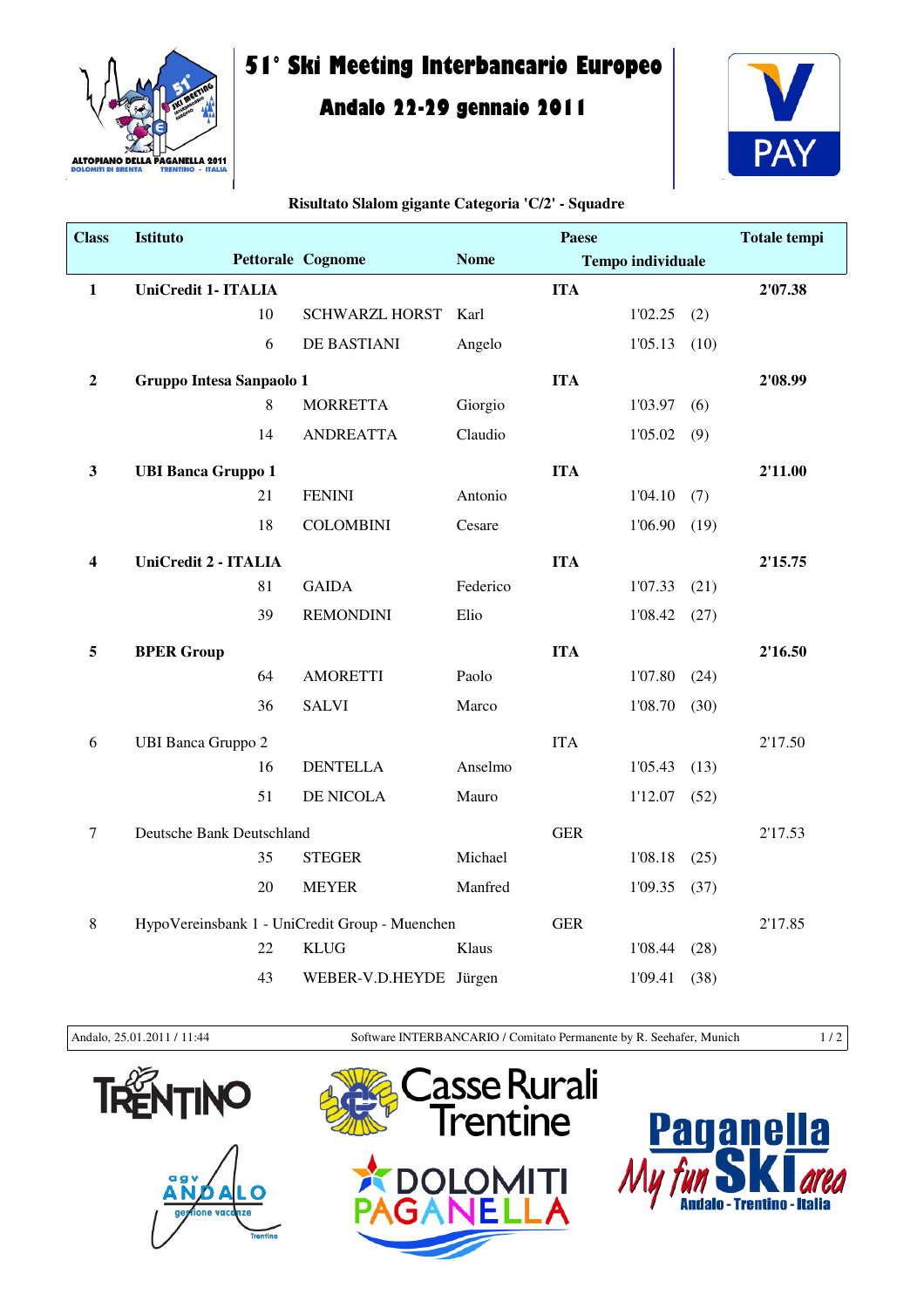# 51° Ski Meeting Interbancario Europeo

## Andalo 22-29 gennaio 2011

**Risultato Slalom gigante Categoria 'C/2' - Squadre**

| Class | Istituto | | | Paese | | | Totale tempi |
|---|---|---|---|---|---|---|---|
| | Pettorale | Cognome | Nome | | Tempo individuale | | |
| **1** | **UniCredit 1- ITALIA** | | | **ITA** | | | **2'07.38** |
| | 10 | SCHWARZL HORST | Karl | | 1'02.25 | (2) | |
| | 6 | DE BASTIANI | Angelo | | 1'05.13 | (10) | |
| **2** | **Gruppo Intesa Sanpaolo 1** | | | **ITA** | | | **2'08.99** |
| | 8 | MORRETTA | Giorgio | | 1'03.97 | (6) | |
| | 14 | ANDREATTA | Claudio | | 1'05.02 | (9) | |
| **3** | **UBI Banca Gruppo 1** | | | **ITA** | | | **2'11.00** |
| | 21 | FENINI | Antonio | | 1'04.10 | (7) | |
| | 18 | COLOMBINI | Cesare | | 1'06.90 | (19) | |
| **4** | **UniCredit 2 - ITALIA** | | | **ITA** | | | **2'15.75** |
| | 81 | GAIDA | Federico | | 1'07.33 | (21) | |
| | 39 | REMONDINI | Elio | | 1'08.42 | (27) | |
| **5** | **BPER Group** | | | **ITA** | | | **2'16.50** |
| | 64 | AMORETTI | Paolo | | 1'07.80 | (24) | |
| | 36 | SALVI | Marco | | 1'08.70 | (30) | |
| 6 | UBI Banca Gruppo 2 | | | ITA | | | 2'17.50 |
| | 16 | DENTELLA | Anselmo | | 1'05.43 | (13) | |
| | 51 | DE NICOLA | Mauro | | 1'12.07 | (52) | |
| 7 | Deutsche Bank Deutschland | | | GER | | | 2'17.53 |
| | 35 | STEGER | Michael | | 1'08.18 | (25) | |
| | 20 | MEYER | Manfred | | 1'09.35 | (37) | |
| 8 | HypoVereinsbank 1 - UniCredit Group - Muenchen | | | GER | | | 2'17.85 |
| | 22 | KLUG | Klaus | | 1'08.44 | (28) | |
| | 43 | WEBER-V.D.HEYDE | Jürgen | | 1'09.41 | (38) | |

Andalo, 25.01.2011 / 11:44 — Software INTERBANCARIO / Comitato Permanente by R. Seehafer, Munich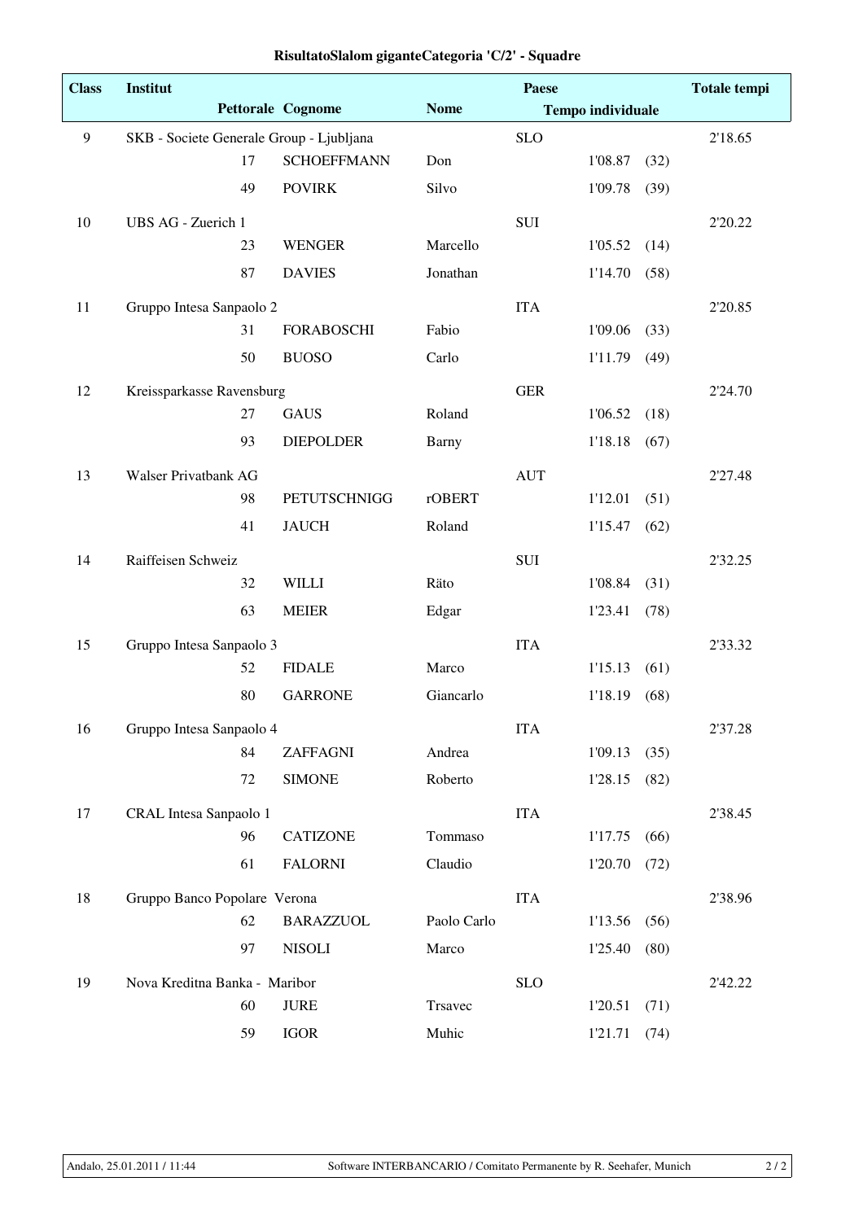# RisultatoSlalom giganteCategoria 'C/2' - Squadre

| Class | Institut | | | Paese | | | Totale tempi |
|---|---|---|---|---|---|---|---|
| | Pettorale | Cognome | Nome | | Tempo individuale | | |
| 9 | SKB - Societe Generale Group - Ljubljana | | | SLO | | | 2'18.65 |
| | 17 | SCHOEFFMANN | Don | | 1'08.87 | (32) | |
| | 49 | POVIRK | Silvo | | 1'09.78 | (39) | |
| 10 | UBS AG - Zuerich 1 | | | SUI | | | 2'20.22 |
| | 23 | WENGER | Marcello | | 1'05.52 | (14) | |
| | 87 | DAVIES | Jonathan | | 1'14.70 | (58) | |
| 11 | Gruppo Intesa Sanpaolo 2 | | | ITA | | | 2'20.85 |
| | 31 | FORABOSCHI | Fabio | | 1'09.06 | (33) | |
| | 50 | BUOSO | Carlo | | 1'11.79 | (49) | |
| 12 | Kreissparkasse Ravensburg | | | GER | | | 2'24.70 |
| | 27 | GAUS | Roland | | 1'06.52 | (18) | |
| | 93 | DIEPOLDER | Barny | | 1'18.18 | (67) | |
| 13 | Walser Privatbank AG | | | AUT | | | 2'27.48 |
| | 98 | PETUTSCHNIGG | rOBERT | | 1'12.01 | (51) | |
| | 41 | JAUCH | Roland | | 1'15.47 | (62) | |
| 14 | Raiffeisen Schweiz | | | SUI | | | 2'32.25 |
| | 32 | WILLI | Räto | | 1'08.84 | (31) | |
| | 63 | MEIER | Edgar | | 1'23.41 | (78) | |
| 15 | Gruppo Intesa Sanpaolo 3 | | | ITA | | | 2'33.32 |
| | 52 | FIDALE | Marco | | 1'15.13 | (61) | |
| | 80 | GARRONE | Giancarlo | | 1'18.19 | (68) | |
| 16 | Gruppo Intesa Sanpaolo 4 | | | ITA | | | 2'37.28 |
| | 84 | ZAFFAGNI | Andrea | | 1'09.13 | (35) | |
| | 72 | SIMONE | Roberto | | 1'28.15 | (82) | |
| 17 | CRAL Intesa Sanpaolo 1 | | | ITA | | | 2'38.45 |
| | 96 | CATIZONE | Tommaso | | 1'17.75 | (66) | |
| | 61 | FALORNI | Claudio | | 1'20.70 | (72) | |
| 18 | Gruppo Banco Popolare Verona | | | ITA | | | 2'38.96 |
| | 62 | BARAZZUOL | Paolo Carlo | | 1'13.56 | (56) | |
| | 97 | NISOLI | Marco | | 1'25.40 | (80) | |
| 19 | Nova Kreditna Banka - Maribor | | | SLO | | | 2'42.22 |
| | 60 | JURE | Trsavec | | 1'20.51 | (71) | |
| | 59 | IGOR | Muhic | | 1'21.71 | (74) | |

Andalo, 25.01.2011 / 11:44 — Software INTERBANCARIO / Comitato Permanente by R. Seehafer, Munich